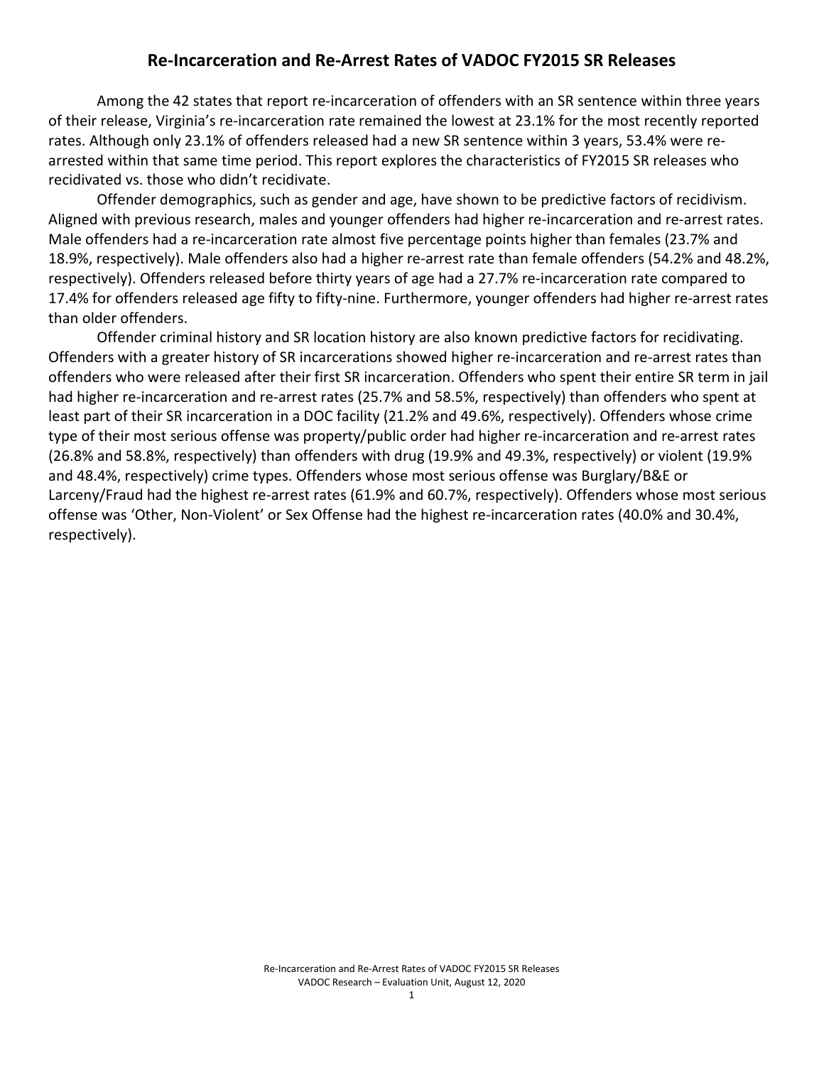# Re-Incarceration and Re-Arrest Rates of VADOC FY2015 SR Releases

Among the 42 states that report re-incarceration of offenders with an SR sentence within three years of their release, Virginia's re-incarceration rate remained the lowest at 23.1% for the most recently reported rates. Although only 23.1% of offenders released had a new SR sentence within 3 years, 53.4% were re-arrested within that same time period. This report explores the characteristics of FY2015 SR releases who recidivated vs. those who didn't recidivate.

Offender demographics, such as gender and age, have shown to be predictive factors of recidivism. Aligned with previous research, males and younger offenders had higher re-incarceration and re-arrest rates. Male offenders had a re-incarceration rate almost five percentage points higher than females (23.7% and 18.9%, respectively). Male offenders also had a higher re-arrest rate than female offenders (54.2% and 48.2%, respectively). Offenders released before thirty years of age had a 27.7% re-incarceration rate compared to 17.4% for offenders released age fifty to fifty-nine. Furthermore, younger offenders had higher re-arrest rates than older offenders.

Offender criminal history and SR location history are also known predictive factors for recidivating. Offenders with a greater history of SR incarcerations showed higher re-incarceration and re-arrest rates than offenders who were released after their first SR incarceration. Offenders who spent their entire SR term in jail had higher re-incarceration and re-arrest rates (25.7% and 58.5%, respectively) than offenders who spent at least part of their SR incarceration in a DOC facility (21.2% and 49.6%, respectively). Offenders whose crime type of their most serious offense was property/public order had higher re-incarceration and re-arrest rates (26.8% and 58.8%, respectively) than offenders with drug (19.9% and 49.3%, respectively) or violent (19.9% and 48.4%, respectively) crime types. Offenders whose most serious offense was Burglary/B&E or Larceny/Fraud had the highest re-arrest rates (61.9% and 60.7%, respectively). Offenders whose most serious offense was 'Other, Non-Violent' or Sex Offense had the highest re-incarceration rates (40.0% and 30.4%, respectively).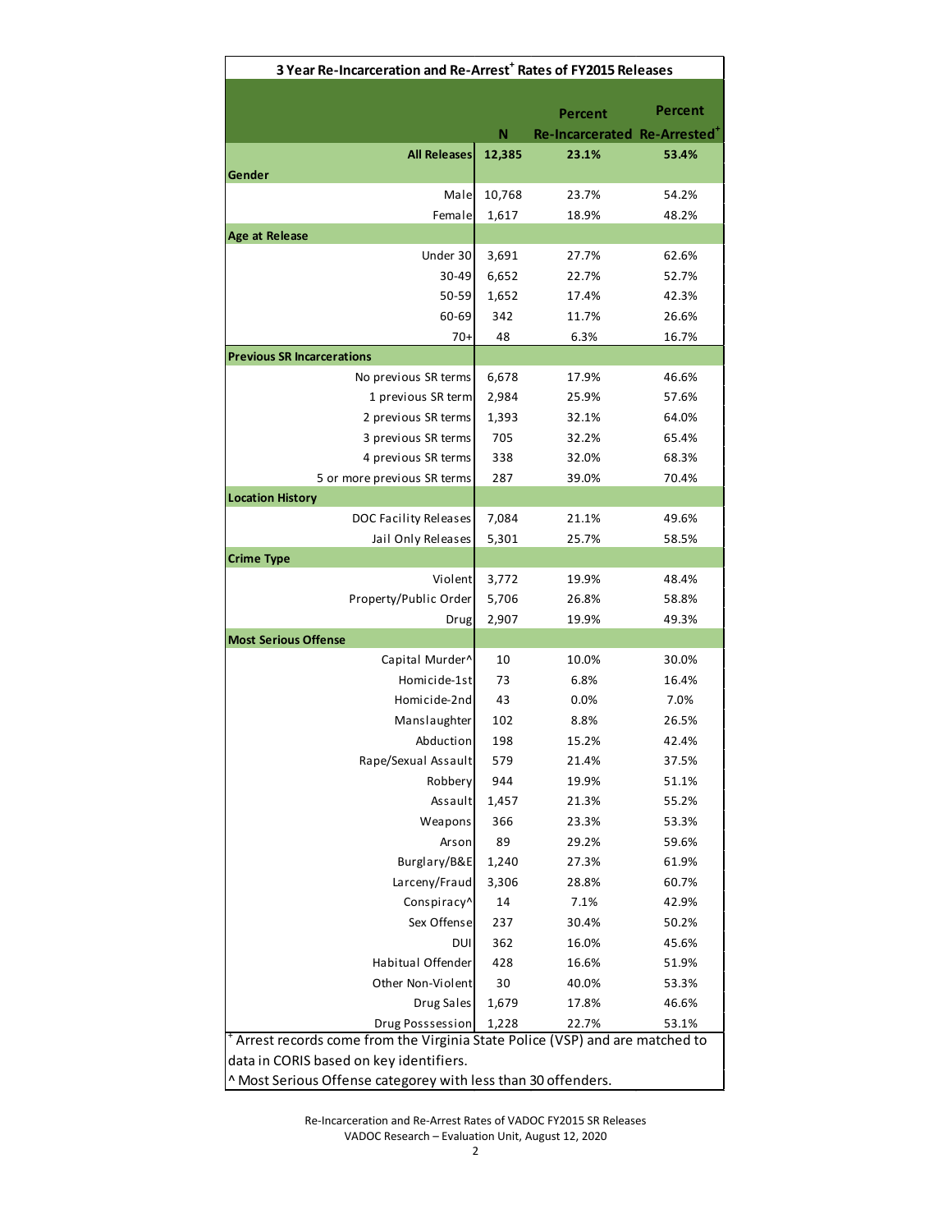**3 Year Re-Incarceration and Re-Arrest[+] Rates of FY2015 Releases**

| | N | Percent Re-Incarcerated | Percent Re-Arrested[+] |
|---|---|---|---|
| **All Releases** | **12,385** | **23.1%** | **53.4%** |
| **Gender** | | | |
| Male | 10,768 | 23.7% | 54.2% |
| Female | 1,617 | 18.9% | 48.2% |
| **Age at Release** | | | |
| Under 30 | 3,691 | 27.7% | 62.6% |
| 30-49 | 6,652 | 22.7% | 52.7% |
| 50-59 | 1,652 | 17.4% | 42.3% |
| 60-69 | 342 | 11.7% | 26.6% |
| 70+ | 48 | 6.3% | 16.7% |
| **Previous SR Incarcerations** | | | |
| No previous SR terms | 6,678 | 17.9% | 46.6% |
| 1 previous SR term | 2,984 | 25.9% | 57.6% |
| 2 previous SR terms | 1,393 | 32.1% | 64.0% |
| 3 previous SR terms | 705 | 32.2% | 65.4% |
| 4 previous SR terms | 338 | 32.0% | 68.3% |
| 5 or more previous SR terms | 287 | 39.0% | 70.4% |
| **Location History** | | | |
| DOC Facility Releases | 7,084 | 21.1% | 49.6% |
| Jail Only Releases | 5,301 | 25.7% | 58.5% |
| **Crime Type** | | | |
| Violent | 3,772 | 19.9% | 48.4% |
| Property/Public Order | 5,706 | 26.8% | 58.8% |
| Drug | 2,907 | 19.9% | 49.3% |
| **Most Serious Offense** | | | |
| Capital Murder^ | 10 | 10.0% | 30.0% |
| Homicide-1st | 73 | 6.8% | 16.4% |
| Homicide-2nd | 43 | 0.0% | 7.0% |
| Manslaughter | 102 | 8.8% | 26.5% |
| Abduction | 198 | 15.2% | 42.4% |
| Rape/Sexual Assault | 579 | 21.4% | 37.5% |
| Robbery | 944 | 19.9% | 51.1% |
| Assault | 1,457 | 21.3% | 55.2% |
| Weapons | 366 | 23.3% | 53.3% |
| Arson | 89 | 29.2% | 59.6% |
| Burglary/B&E | 1,240 | 27.3% | 61.9% |
| Larceny/Fraud | 3,306 | 28.8% | 60.7% |
| Conspiracy^ | 14 | 7.1% | 42.9% |
| Sex Offense | 237 | 30.4% | 50.2% |
| DUI | 362 | 16.0% | 45.6% |
| Habitual Offender | 428 | 16.6% | 51.9% |
| Other Non-Violent | 30 | 40.0% | 53.3% |
| Drug Sales | 1,679 | 17.8% | 46.6% |
| Drug Posssession | 1,228 | 22.7% | 53.1% |

[+] Arrest records come from the Virginia State Police (VSP) and are matched to data in CORIS based on key identifiers.

^ Most Serious Offense categorey with less than 30 offenders.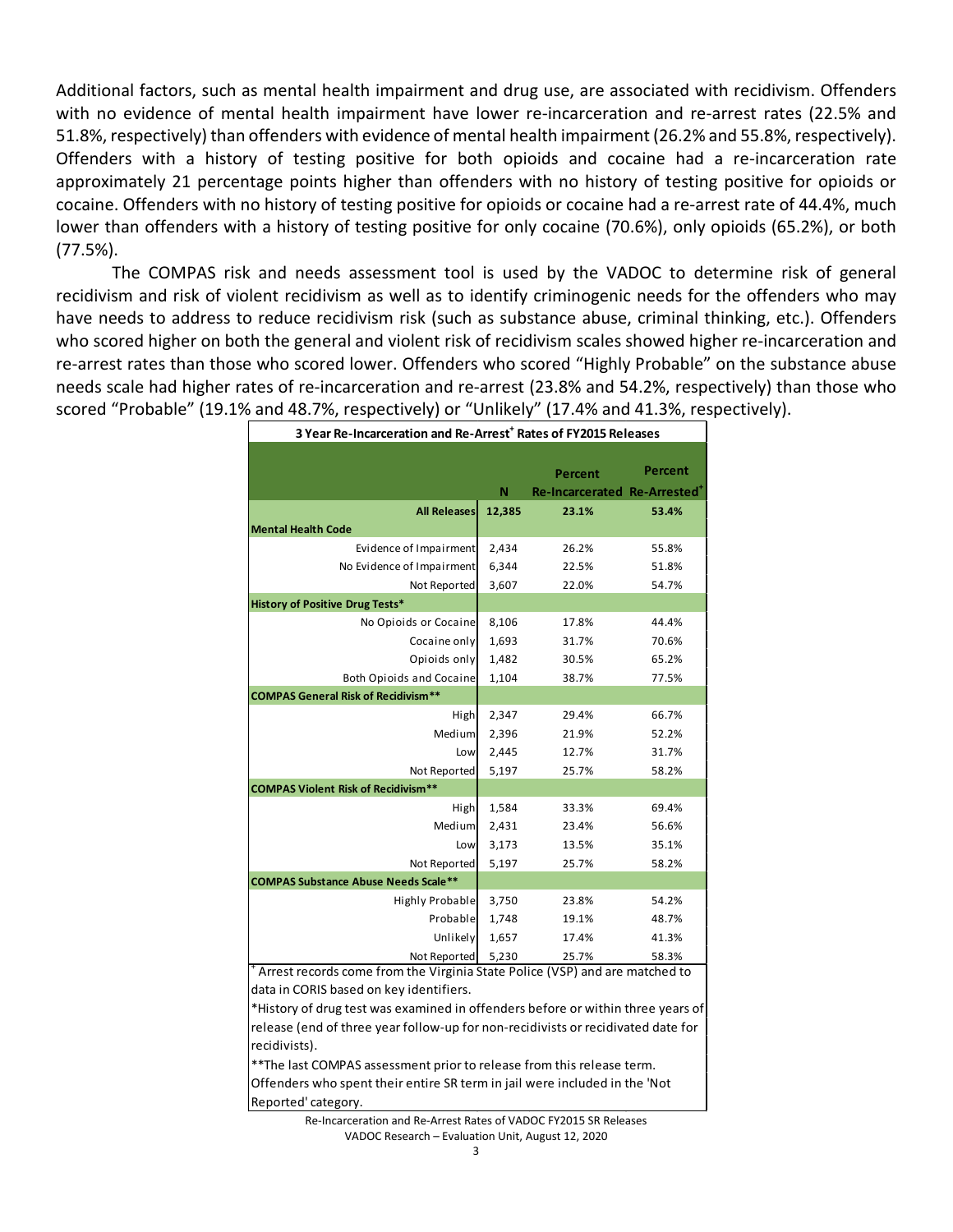Additional factors, such as mental health impairment and drug use, are associated with recidivism. Offenders with no evidence of mental health impairment have lower re-incarceration and re-arrest rates (22.5% and 51.8%, respectively) than offenders with evidence of mental health impairment (26.2% and 55.8%, respectively). Offenders with a history of testing positive for both opioids and cocaine had a re-incarceration rate approximately 21 percentage points higher than offenders with no history of testing positive for opioids or cocaine. Offenders with no history of testing positive for opioids or cocaine had a re-arrest rate of 44.4%, much lower than offenders with a history of testing positive for only cocaine (70.6%), only opioids (65.2%), or both (77.5%).

The COMPAS risk and needs assessment tool is used by the VADOC to determine risk of general recidivism and risk of violent recidivism as well as to identify criminogenic needs for the offenders who may have needs to address to reduce recidivism risk (such as substance abuse, criminal thinking, etc.). Offenders who scored higher on both the general and violent risk of recidivism scales showed higher re-incarceration and re-arrest rates than those who scored lower. Offenders who scored "Highly Probable" on the substance abuse needs scale had higher rates of re-incarceration and re-arrest (23.8% and 54.2%, respectively) than those who scored "Probable" (19.1% and 48.7%, respectively) or "Unlikely" (17.4% and 41.3%, respectively).

**3 Year Re-Incarceration and Re-Arrest[+] Rates of FY2015 Releases**

| | N | Percent Re-Incarcerated | Percent Re-Arrested[+] |
|---|---|---|---|
| **All Releases** | **12,385** | **23.1%** | **53.4%** |
| **Mental Health Code** | | | |
| Evidence of Impairment | 2,434 | 26.2% | 55.8% |
| No Evidence of Impairment | 6,344 | 22.5% | 51.8% |
| Not Reported | 3,607 | 22.0% | 54.7% |
| **History of Positive Drug Tests*** | | | |
| No Opioids or Cocaine | 8,106 | 17.8% | 44.4% |
| Cocaine only | 1,693 | 31.7% | 70.6% |
| Opioids only | 1,482 | 30.5% | 65.2% |
| Both Opioids and Cocaine | 1,104 | 38.7% | 77.5% |
| **COMPAS General Risk of Recidivism**** | | | |
| High | 2,347 | 29.4% | 66.7% |
| Medium | 2,396 | 21.9% | 52.2% |
| Low | 2,445 | 12.7% | 31.7% |
| Not Reported | 5,197 | 25.7% | 58.2% |
| **COMPAS Violent Risk of Recidivism**** | | | |
| High | 1,584 | 33.3% | 69.4% |
| Medium | 2,431 | 23.4% | 56.6% |
| Low | 3,173 | 13.5% | 35.1% |
| Not Reported | 5,197 | 25.7% | 58.2% |
| **COMPAS Substance Abuse Needs Scale**** | | | |
| Highly Probable | 3,750 | 23.8% | 54.2% |
| Probable | 1,748 | 19.1% | 48.7% |
| Unlikely | 1,657 | 17.4% | 41.3% |
| Not Reported | 5,230 | 25.7% | 58.3% |

[+] Arrest records come from the Virginia State Police (VSP) and are matched to data in CORIS based on key identifiers.

*History of drug test was examined in offenders before or within three years of release (end of three year follow-up for non-recidivists or recidivated date for recidivists).

**The last COMPAS assessment prior to release from this release term. Offenders who spent their entire SR term in jail were included in the 'Not Reported' category.